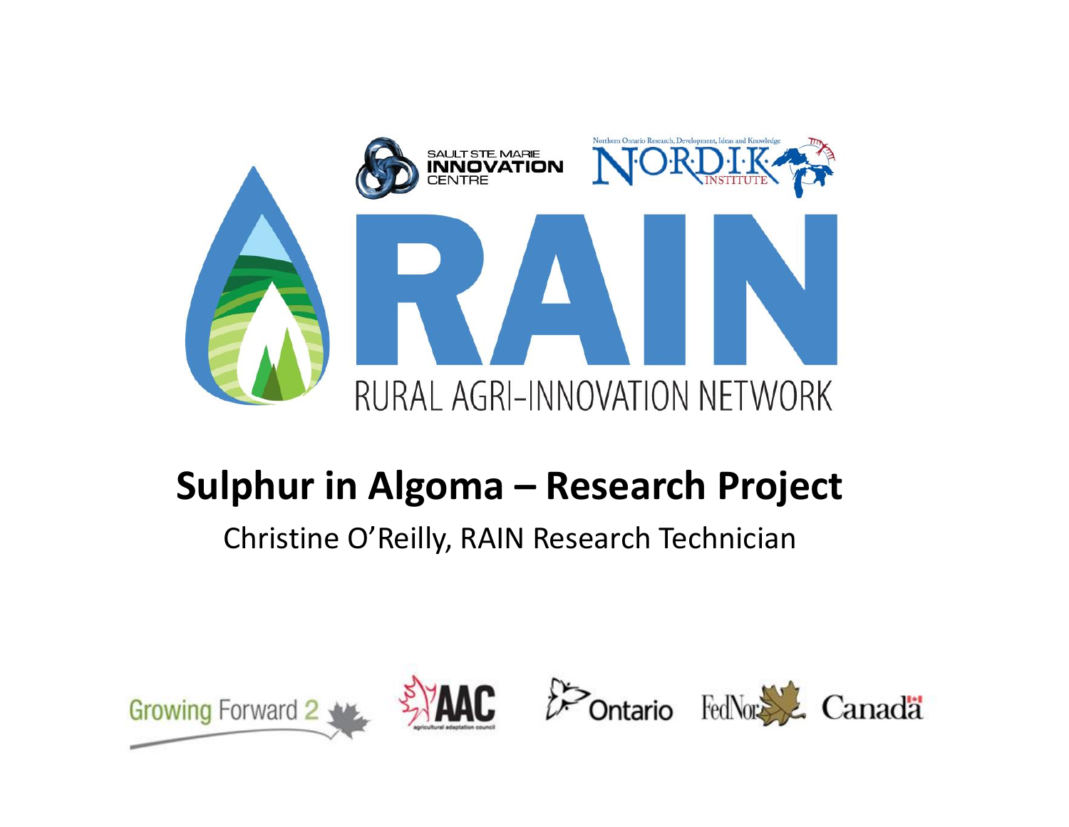SAULT STE. MARIE INNOVATION CENTRE

Northern Ontario Research, Development, Ideas and Knowledge NORDIK INSTITUTE

# RAIN

RURAL AGRI-INNOVATION NETWORK

## Sulphur in Algoma – Research Project

Christine O'Reilly, RAIN Research Technician

Growing Forward 2 | AAC agricultural adaptation council | Ontario | FedNor | Canada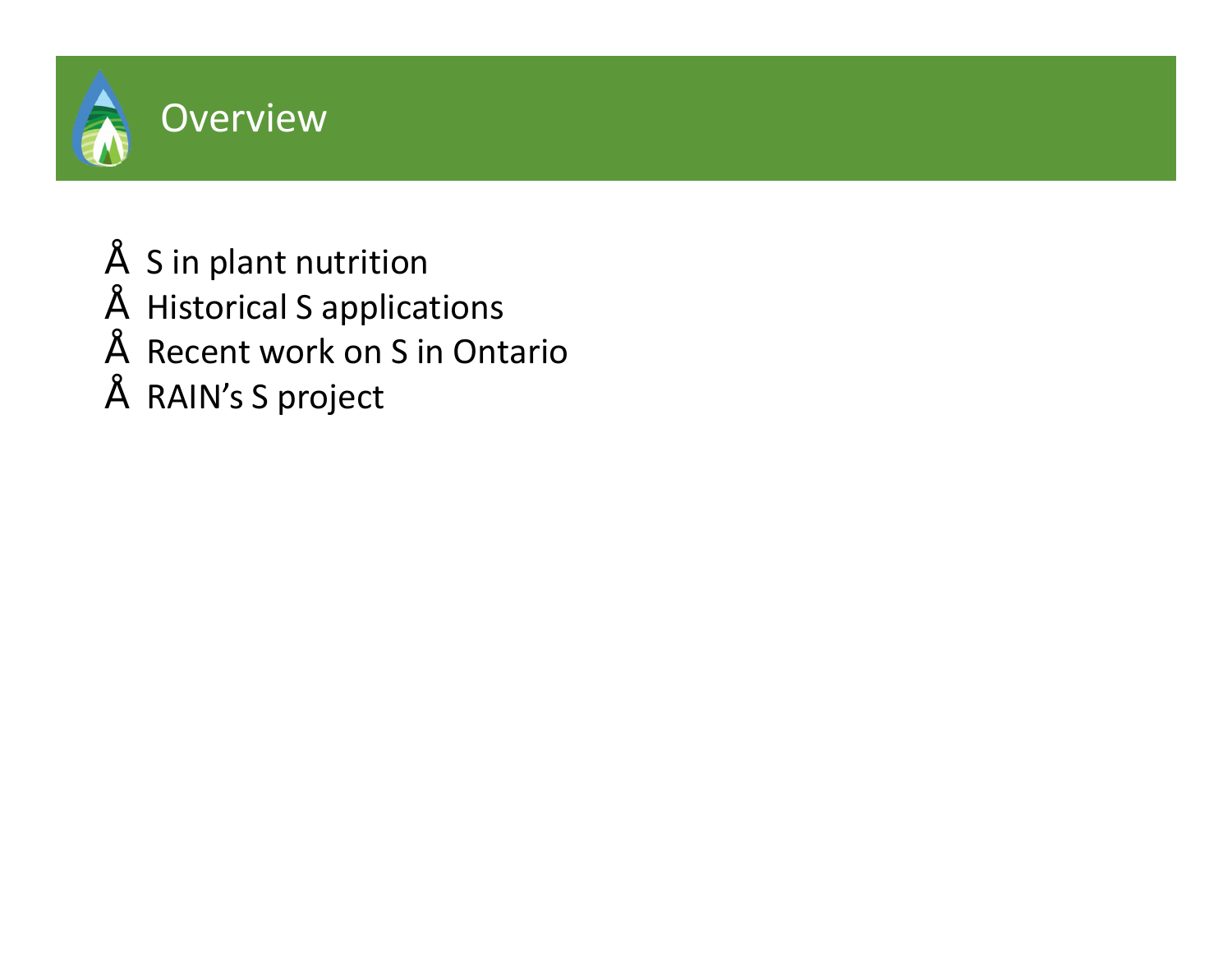# Overview

- S in plant nutrition
- Historical S applications
- Recent work on S in Ontario
- RAIN's S project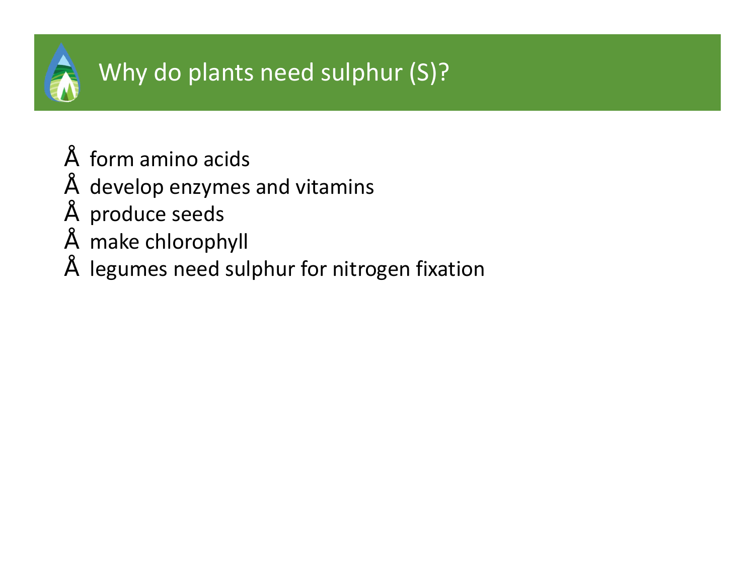# Why do plants need sulphur (S)?

- form amino acids
- develop enzymes and vitamins
- produce seeds
- make chlorophyll
- legumes need sulphur for nitrogen fixation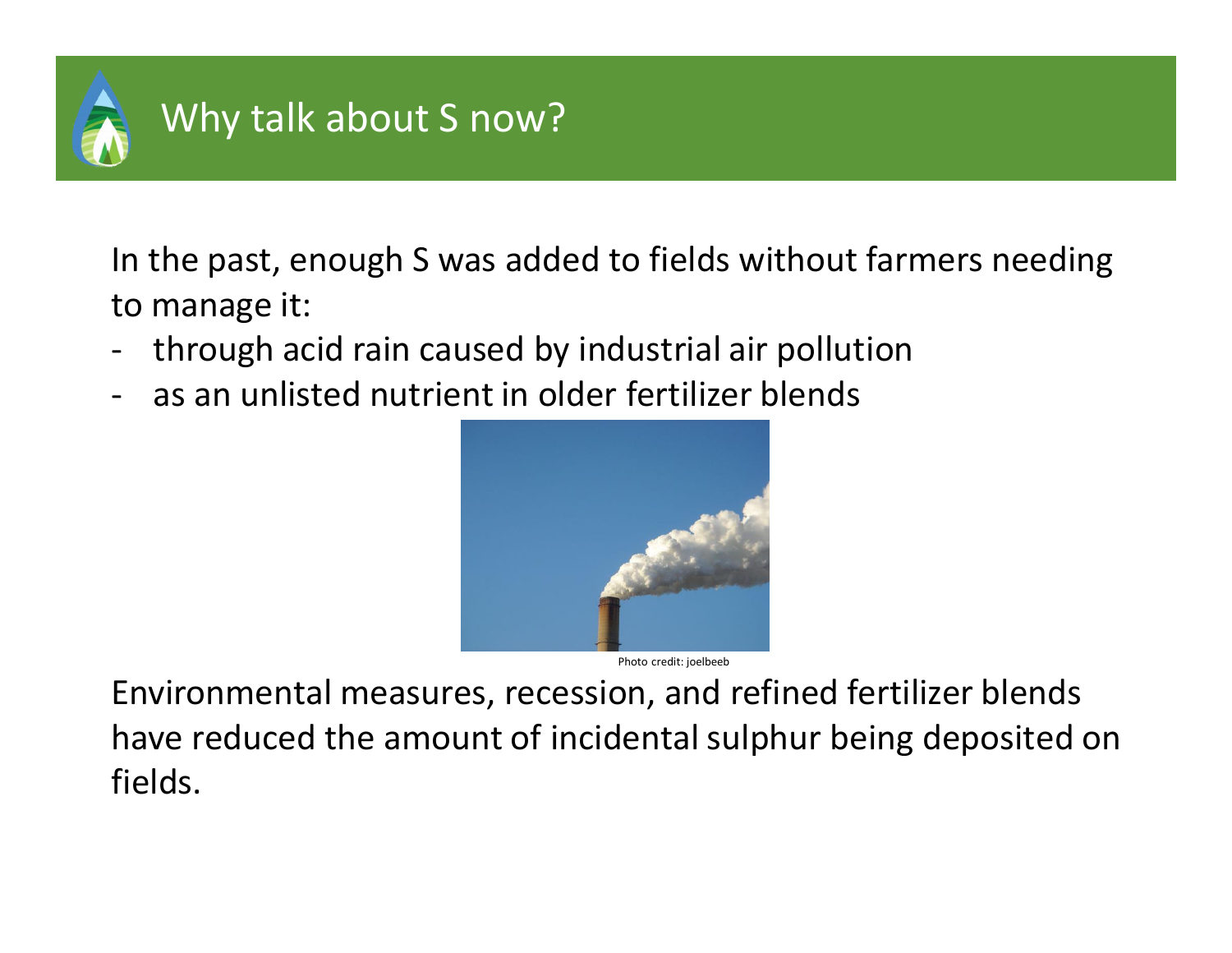# Why talk about S now?

In the past, enough S was added to fields without farmers needing to manage it:

- through acid rain caused by industrial air pollution
- as an unlisted nutrient in older fertilizer blends

Photo credit: joelbeeb

Environmental measures, recession, and refined fertilizer blends have reduced the amount of incidental sulphur being deposited on fields.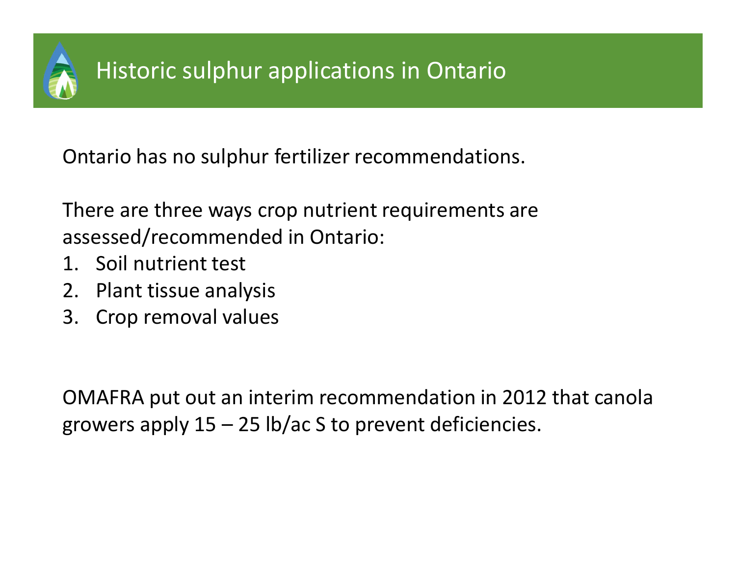# Historic sulphur applications in Ontario

Ontario has no sulphur fertilizer recommendations.

There are three ways crop nutrient requirements are assessed/recommended in Ontario:

1. Soil nutrient test
2. Plant tissue analysis
3. Crop removal values

OMAFRA put out an interim recommendation in 2012 that canola growers apply 15 – 25 lb/ac S to prevent deficiencies.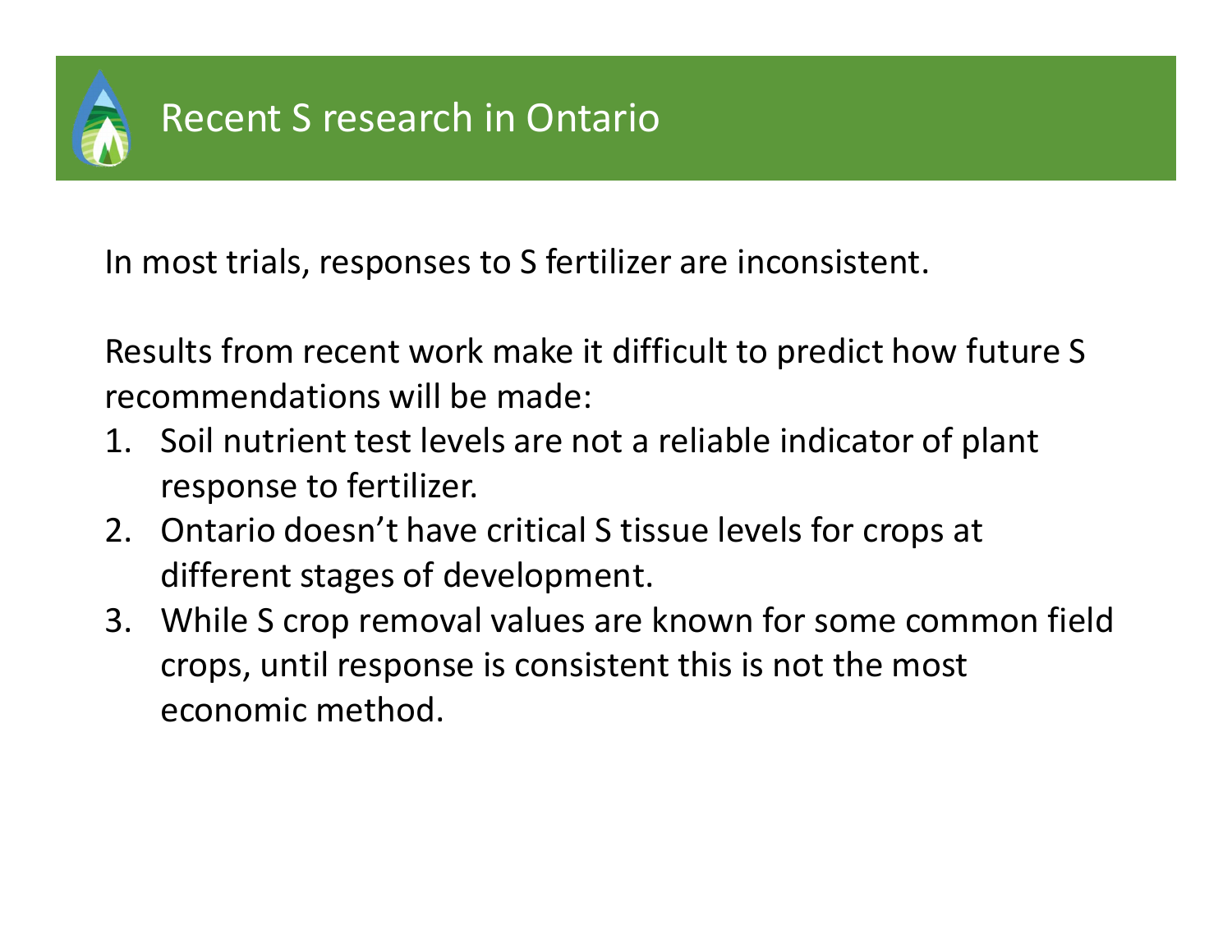# Recent S research in Ontario

In most trials, responses to S fertilizer are inconsistent.

Results from recent work make it difficult to predict how future S recommendations will be made:

1. Soil nutrient test levels are not a reliable indicator of plant response to fertilizer.
2. Ontario doesn't have critical S tissue levels for crops at different stages of development.
3. While S crop removal values are known for some common field crops, until response is consistent this is not the most economic method.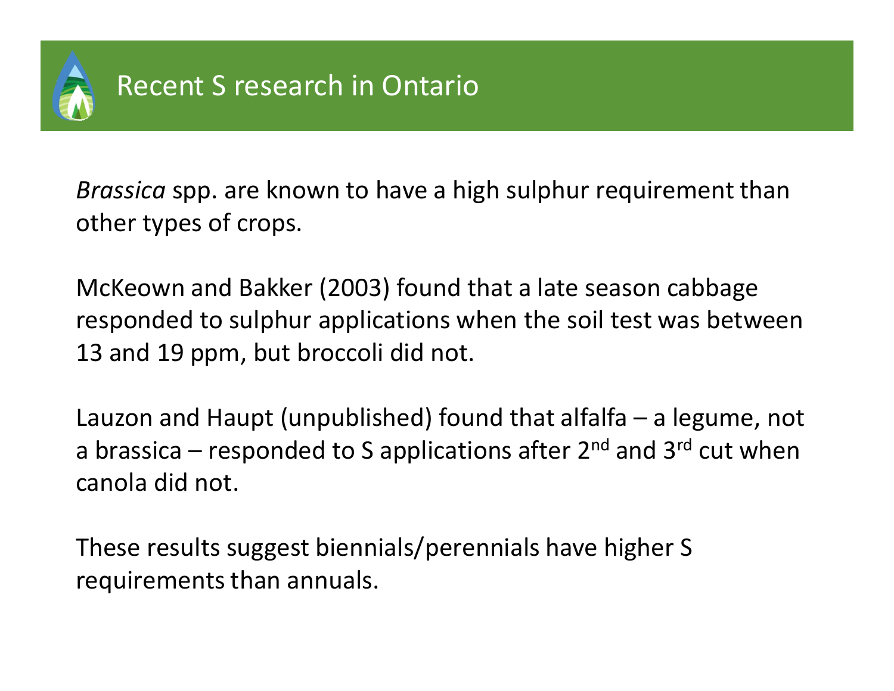# Recent S research in Ontario

*Brassica* spp. are known to have a high sulphur requirement than other types of crops.

McKeown and Bakker (2003) found that a late season cabbage responded to sulphur applications when the soil test was between 13 and 19 ppm, but broccoli did not.

Lauzon and Haupt (unpublished) found that alfalfa – a legume, not a brassica – responded to S applications after 2$^{nd}$ and 3$^{rd}$ cut when canola did not.

These results suggest biennials/perennials have higher S requirements than annuals.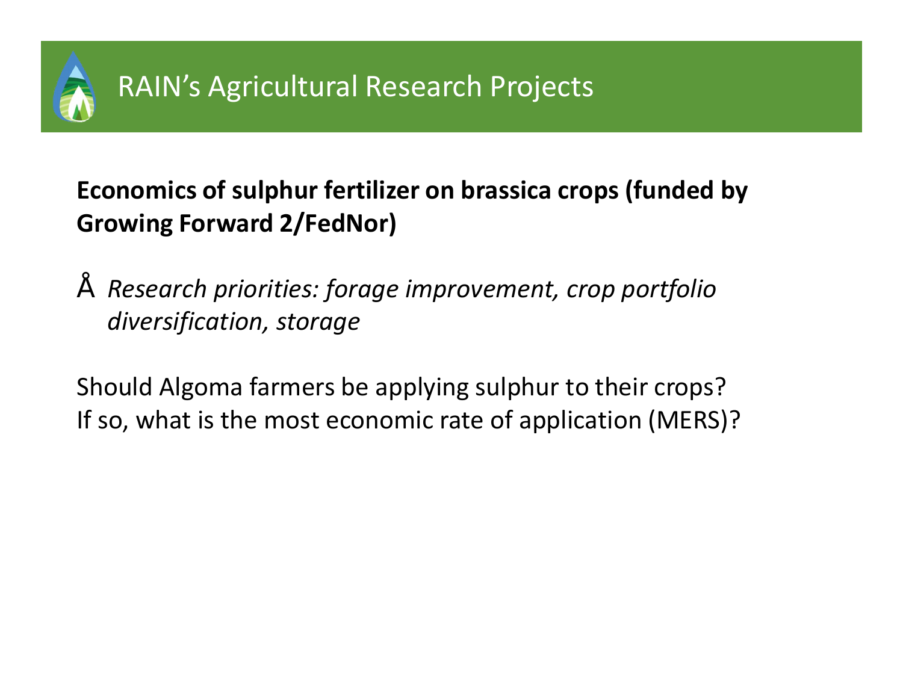# RAIN's Agricultural Research Projects

**Economics of sulphur fertilizer on brassica crops (funded by Growing Forward 2/FedNor)**

- *Research priorities: forage improvement, crop portfolio diversification, storage*

Should Algoma farmers be applying sulphur to their crops?
If so, what is the most economic rate of application (MERS)?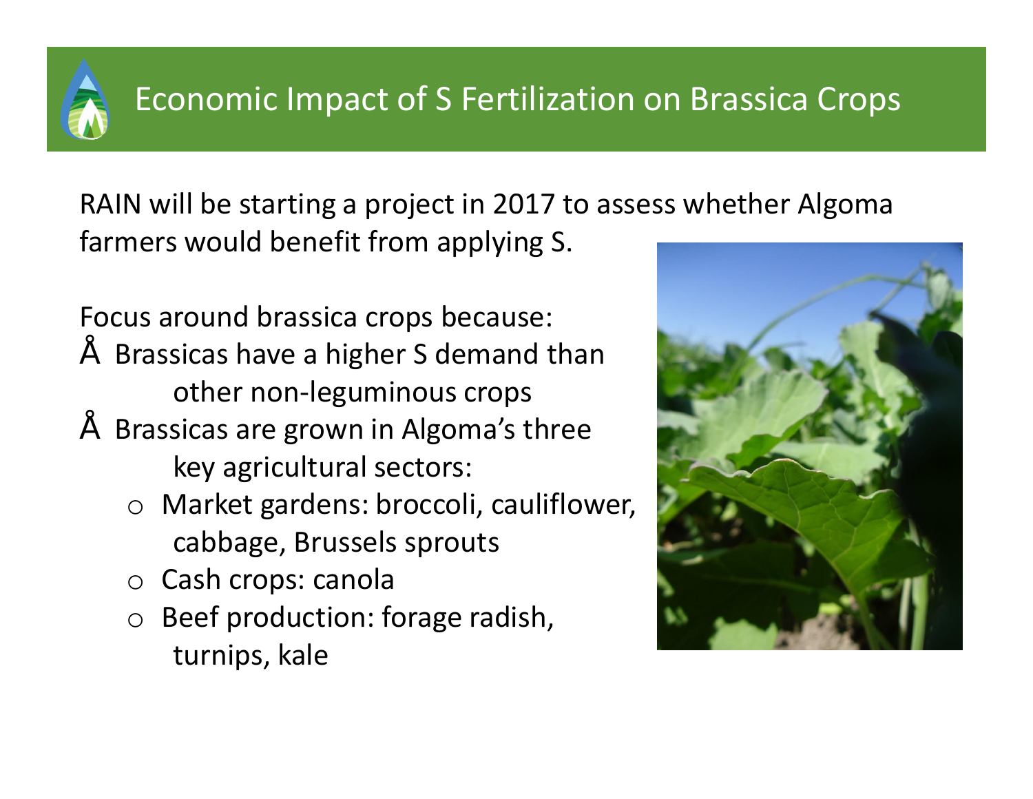# Economic Impact of S Fertilization on Brassica Crops

RAIN will be starting a project in 2017 to assess whether Algoma farmers would benefit from applying S.

Focus around brassica crops because:

- Brassicas have a higher S demand than other non-leguminous crops
- Brassicas are grown in Algoma's three key agricultural sectors:
  - Market gardens: broccoli, cauliflower, cabbage, Brussels sprouts
  - Cash crops: canola
  - Beef production: forage radish, turnips, kale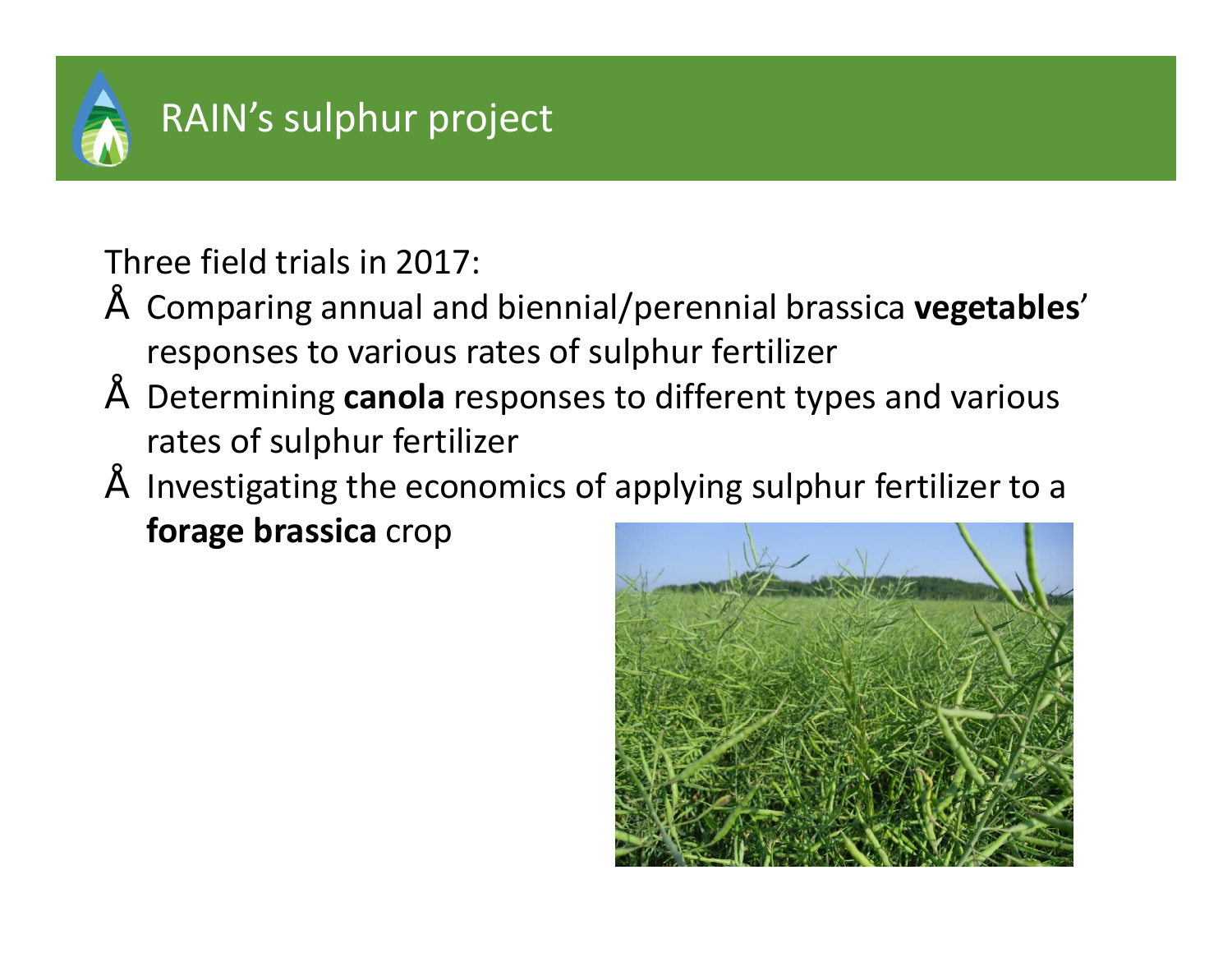# RAIN's sulphur project

Three field trials in 2017:

- Comparing annual and biennial/perennial brassica **vegetables**' responses to various rates of sulphur fertilizer
- Determining **canola** responses to different types and various rates of sulphur fertilizer
- Investigating the economics of applying sulphur fertilizer to a **forage brassica** crop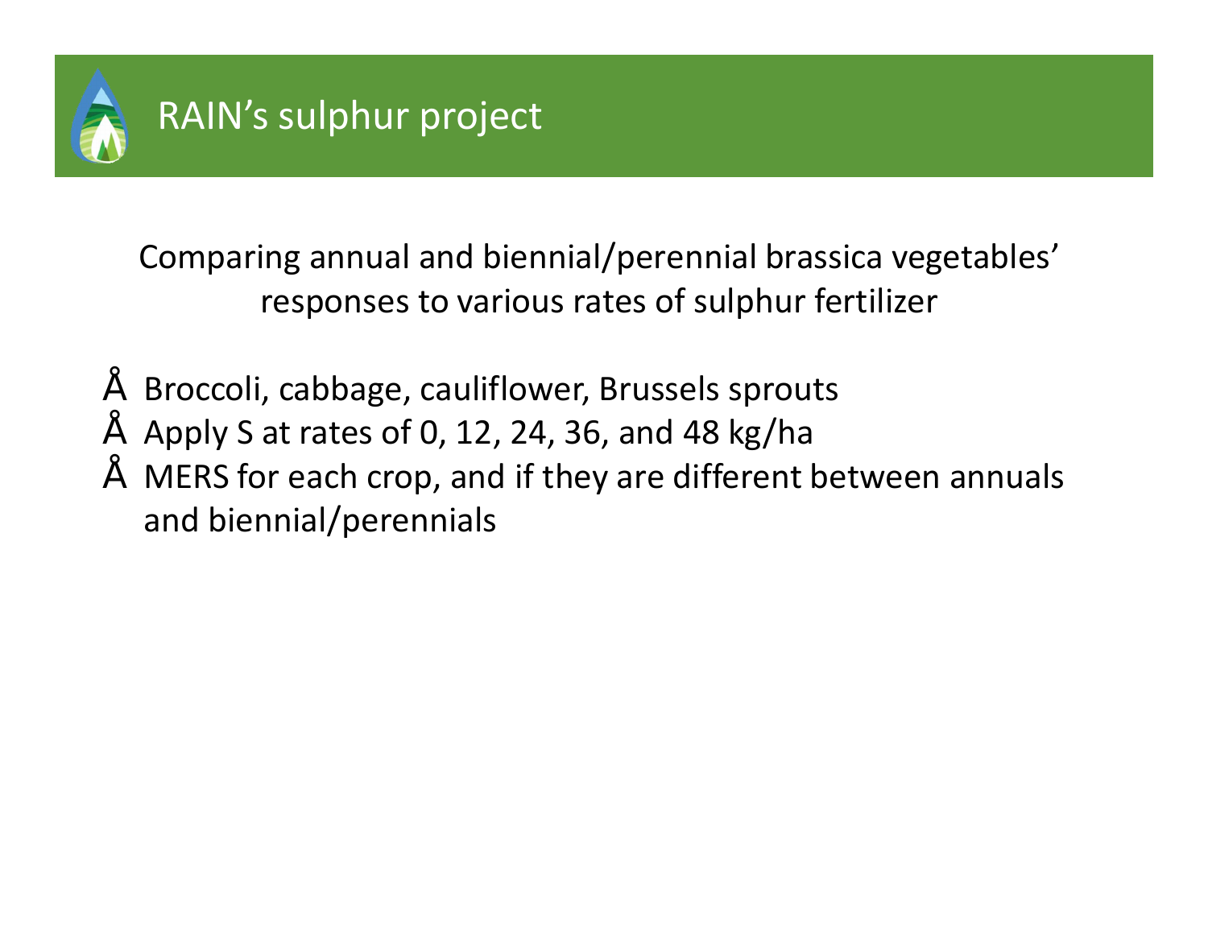# RAIN's sulphur project

Comparing annual and biennial/perennial brassica vegetables' responses to various rates of sulphur fertilizer

- Broccoli, cabbage, cauliflower, Brussels sprouts
- Apply S at rates of 0, 12, 24, 36, and 48 kg/ha
- MERS for each crop, and if they are different between annuals and biennial/perennials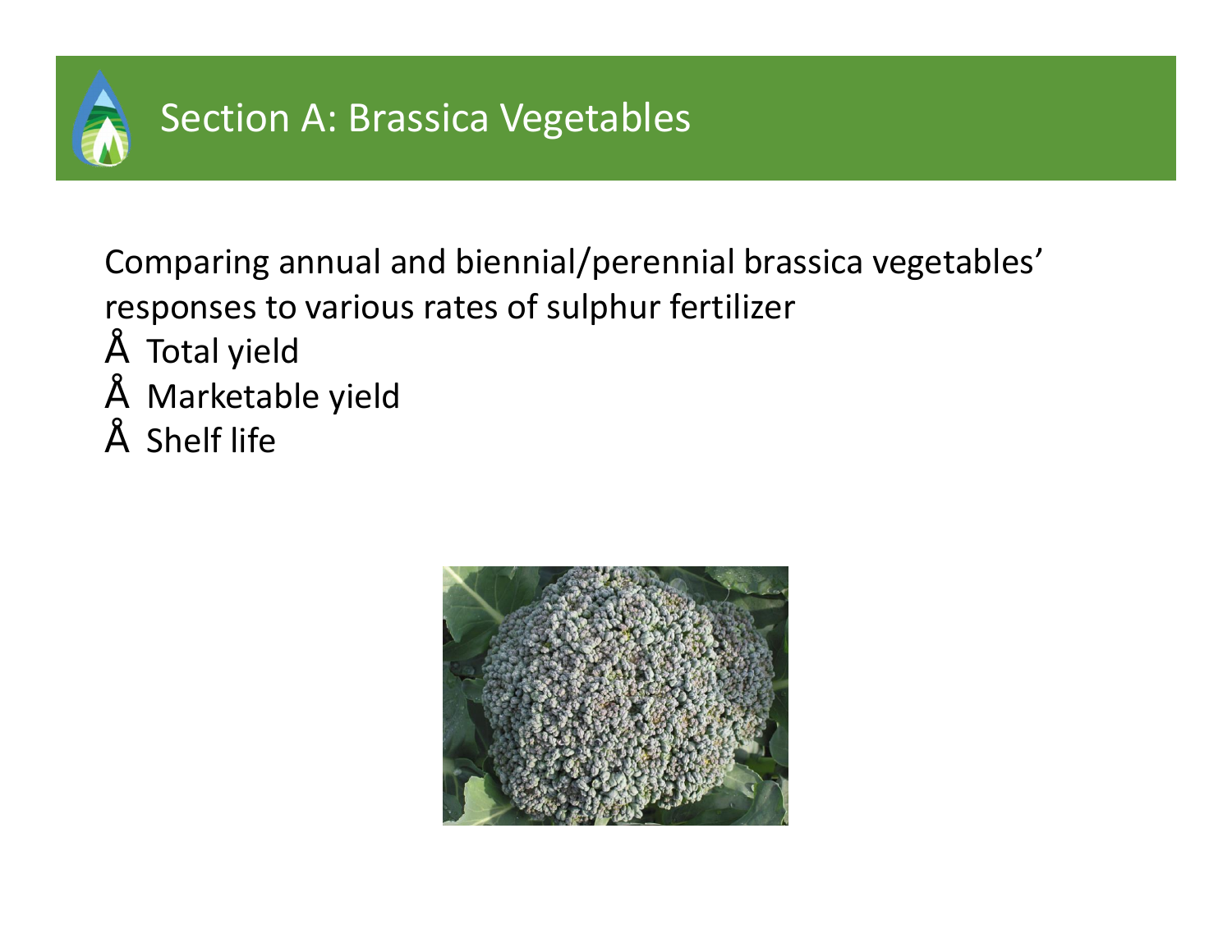# Section A: Brassica Vegetables

Comparing annual and biennial/perennial brassica vegetables' responses to various rates of sulphur fertilizer

- Total yield
- Marketable yield
- Shelf life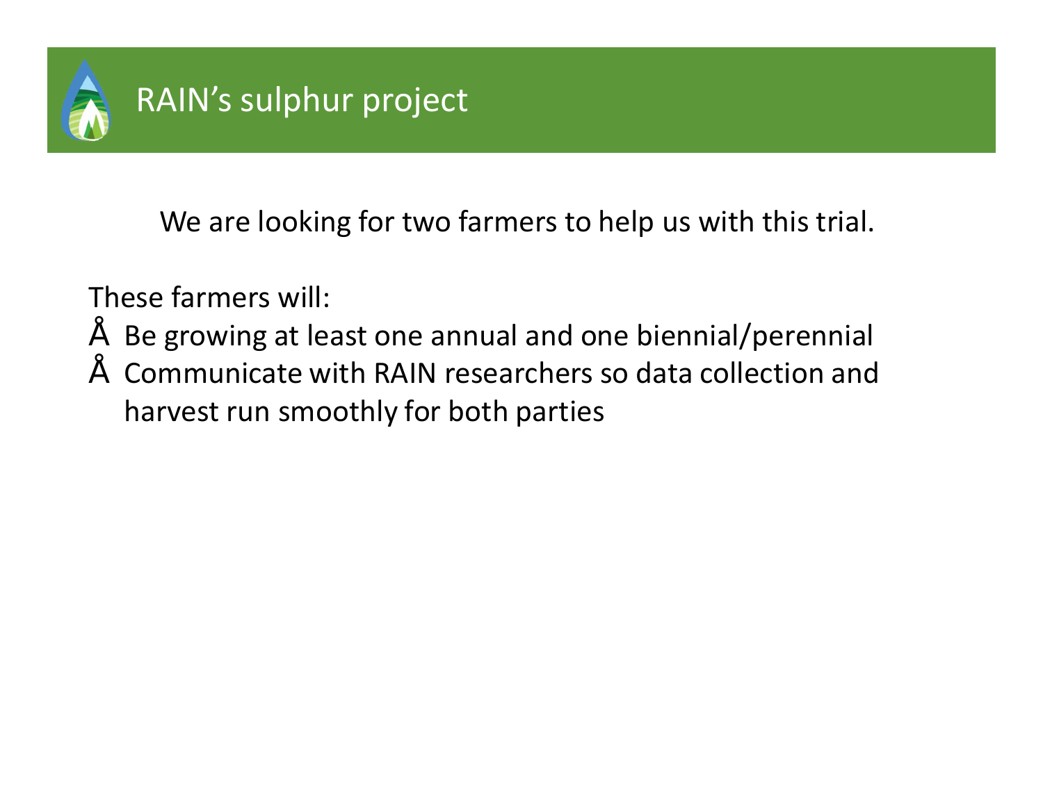# RAIN's sulphur project

We are looking for two farmers to help us with this trial.

These farmers will:

- Be growing at least one annual and one biennial/perennial
- Communicate with RAIN researchers so data collection and harvest run smoothly for both parties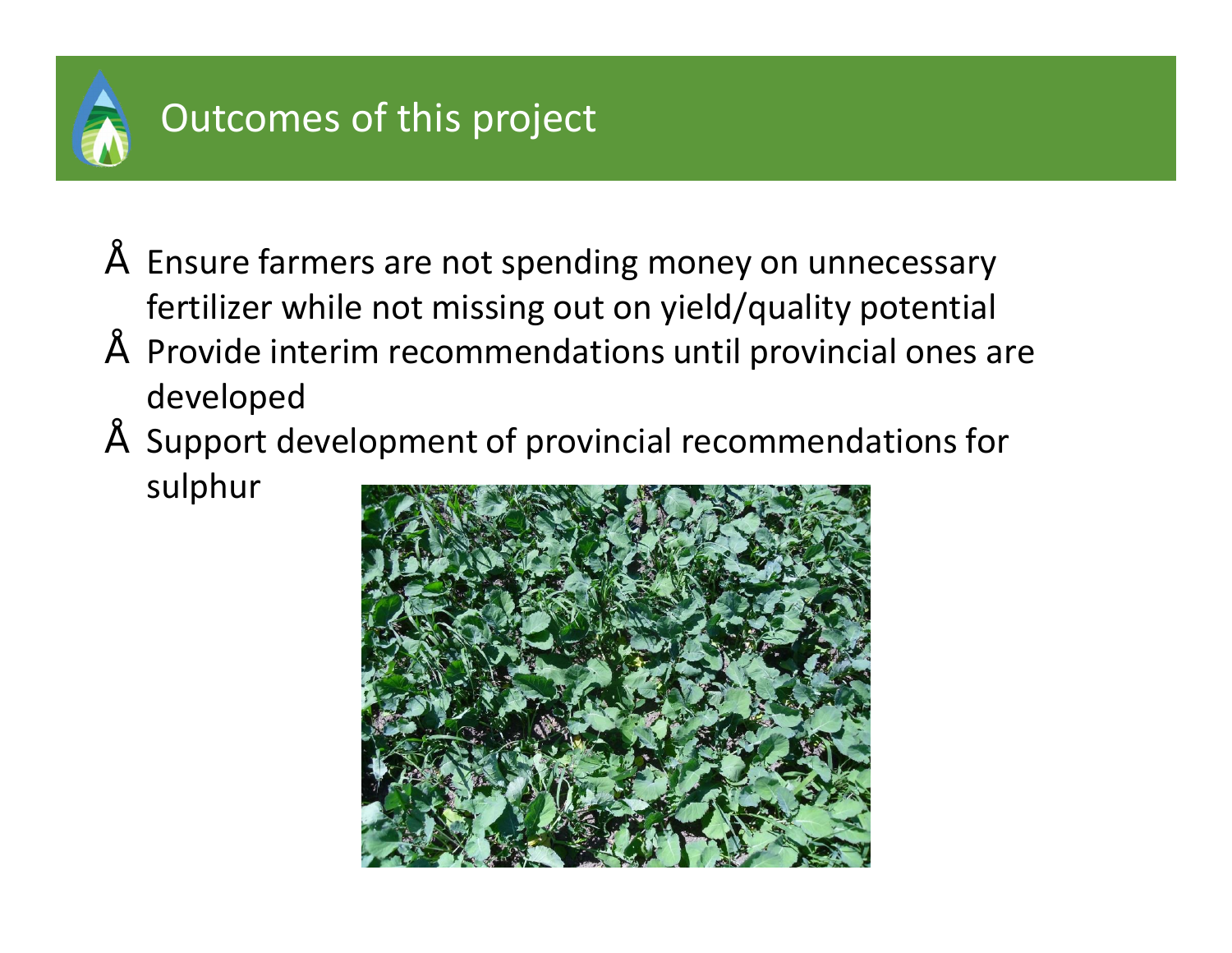# Outcomes of this project

- Ensure farmers are not spending money on unnecessary fertilizer while not missing out on yield/quality potential
- Provide interim recommendations until provincial ones are developed
- Support development of provincial recommendations for sulphur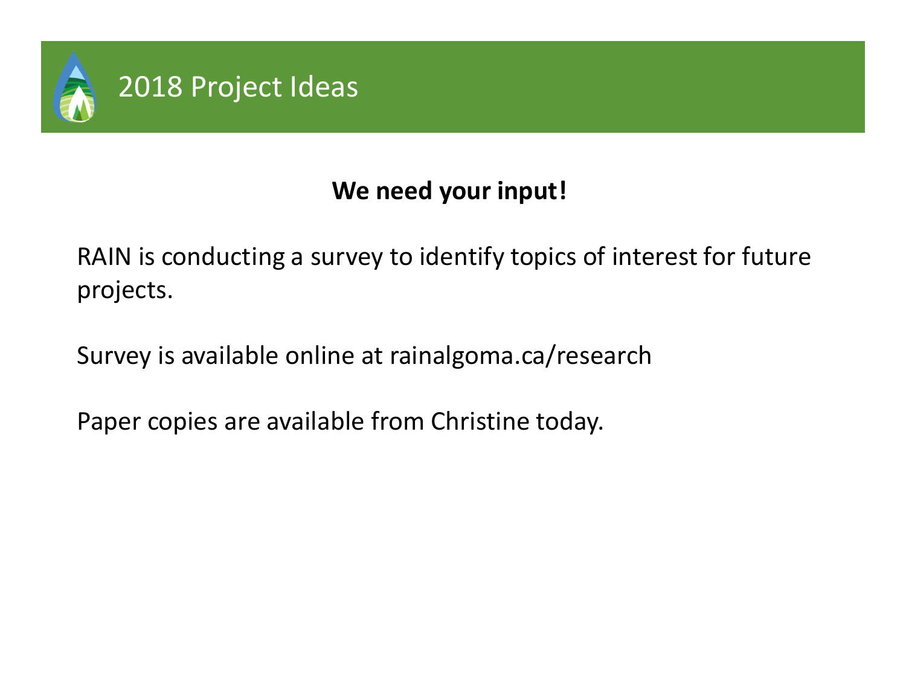# 2018 Project Ideas

**We need your input!**

RAIN is conducting a survey to identify topics of interest for future projects.

Survey is available online at rainalgoma.ca/research

Paper copies are available from Christine today.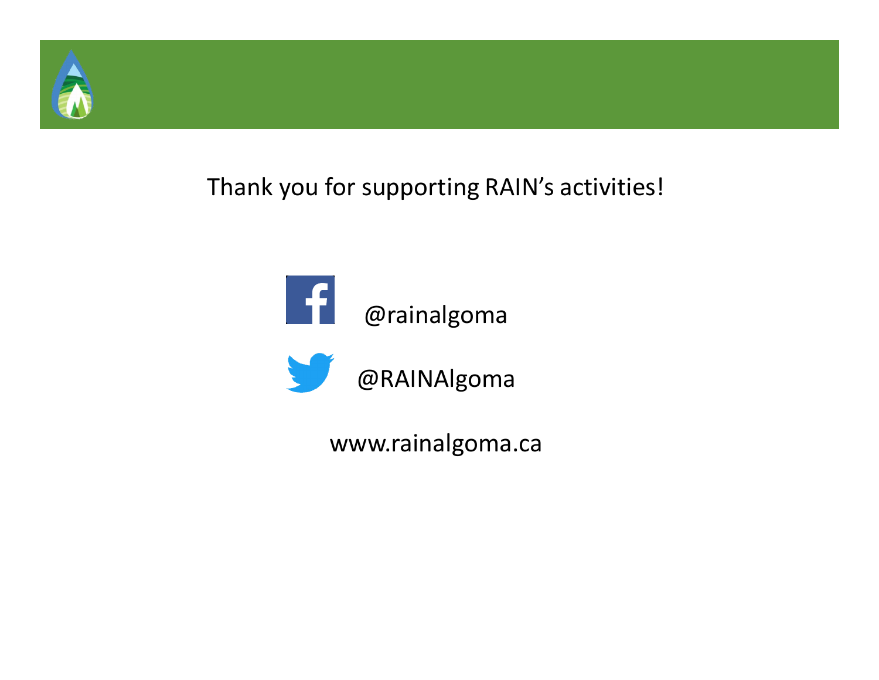Thank you for supporting RAIN’s activities!

@rainalgoma

@RAINAlgoma

www.rainalgoma.ca